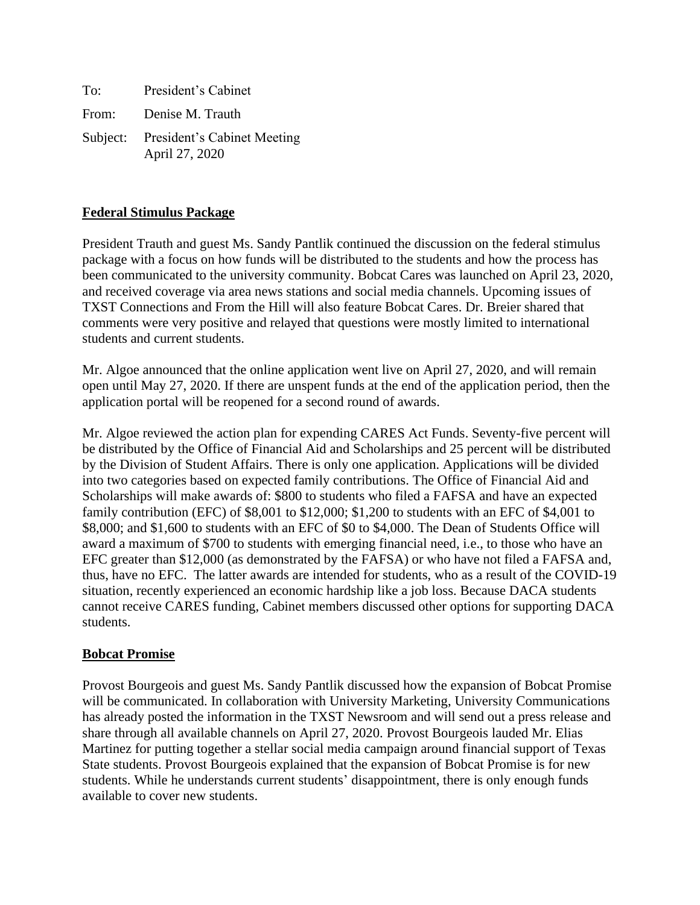To: President's Cabinet

From: Denise M. Trauth

Subject: President's Cabinet Meeting
April 27, 2020

**Federal Stimulus Package**

President Trauth and guest Ms. Sandy Pantlik continued the discussion on the federal stimulus package with a focus on how funds will be distributed to the students and how the process has been communicated to the university community. Bobcat Cares was launched on April 23, 2020, and received coverage via area news stations and social media channels. Upcoming issues of TXST Connections and From the Hill will also feature Bobcat Cares. Dr. Breier shared that comments were very positive and relayed that questions were mostly limited to international students and current students.

Mr. Algoe announced that the online application went live on April 27, 2020, and will remain open until May 27, 2020. If there are unspent funds at the end of the application period, then the application portal will be reopened for a second round of awards.

Mr. Algoe reviewed the action plan for expending CARES Act Funds. Seventy-five percent will be distributed by the Office of Financial Aid and Scholarships and 25 percent will be distributed by the Division of Student Affairs. There is only one application. Applications will be divided into two categories based on expected family contributions. The Office of Financial Aid and Scholarships will make awards of: $800 to students who filed a FAFSA and have an expected family contribution (EFC) of $8,001 to $12,000; $1,200 to students with an EFC of $4,001 to $8,000; and $1,600 to students with an EFC of $0 to $4,000. The Dean of Students Office will award a maximum of $700 to students with emerging financial need, i.e., to those who have an EFC greater than $12,000 (as demonstrated by the FAFSA) or who have not filed a FAFSA and, thus, have no EFC. The latter awards are intended for students, who as a result of the COVID-19 situation, recently experienced an economic hardship like a job loss. Because DACA students cannot receive CARES funding, Cabinet members discussed other options for supporting DACA students.

**Bobcat Promise**

Provost Bourgeois and guest Ms. Sandy Pantlik discussed how the expansion of Bobcat Promise will be communicated. In collaboration with University Marketing, University Communications has already posted the information in the TXST Newsroom and will send out a press release and share through all available channels on April 27, 2020. Provost Bourgeois lauded Mr. Elias Martinez for putting together a stellar social media campaign around financial support of Texas State students. Provost Bourgeois explained that the expansion of Bobcat Promise is for new students. While he understands current students' disappointment, there is only enough funds available to cover new students.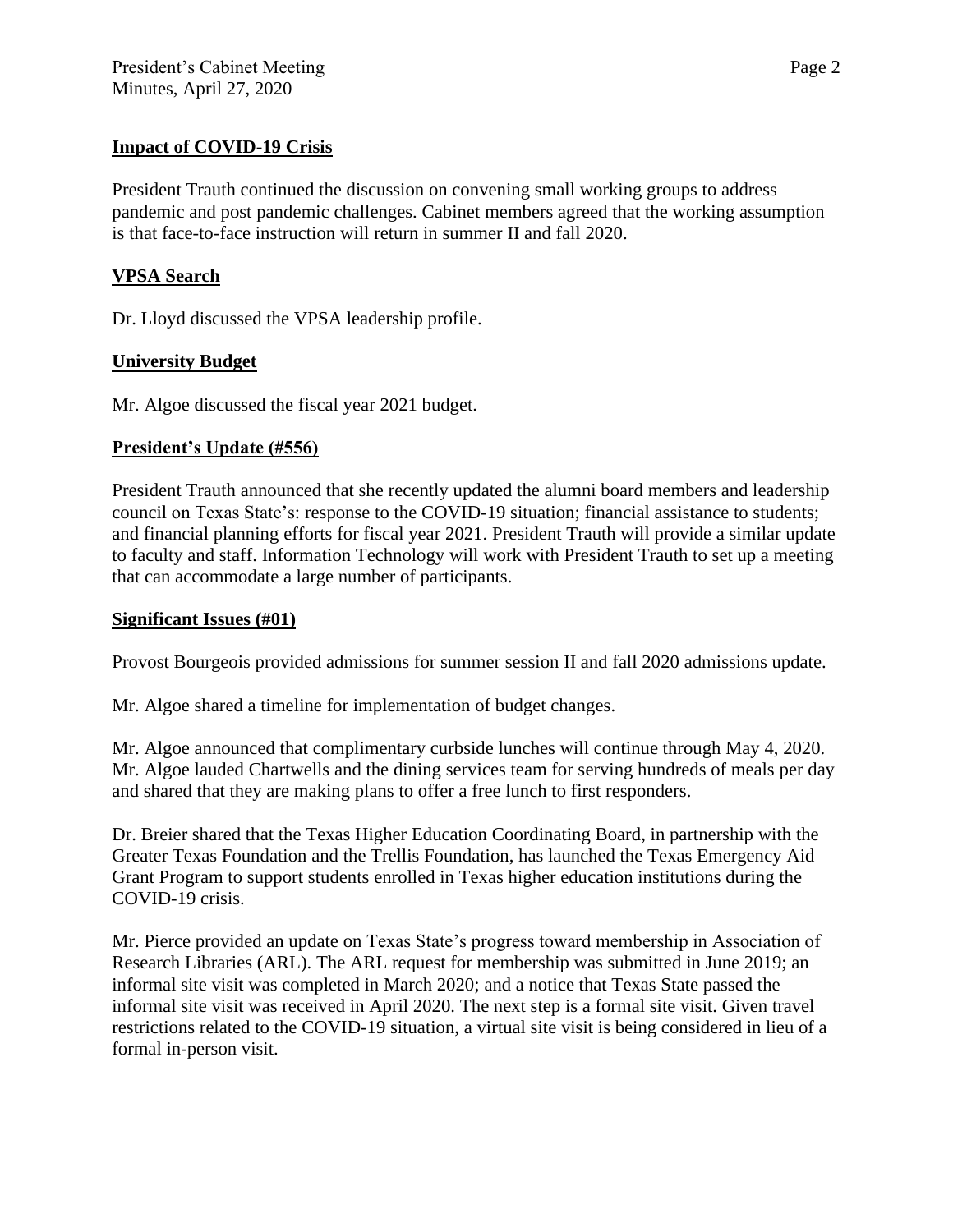**Impact of COVID-19 Crisis**

President Trauth continued the discussion on convening small working groups to address pandemic and post pandemic challenges. Cabinet members agreed that the working assumption is that face-to-face instruction will return in summer II and fall 2020.

**VPSA Search**

Dr. Lloyd discussed the VPSA leadership profile.

**University Budget**

Mr. Algoe discussed the fiscal year 2021 budget.

**President's Update (#556)**

President Trauth announced that she recently updated the alumni board members and leadership council on Texas State's: response to the COVID-19 situation; financial assistance to students; and financial planning efforts for fiscal year 2021. President Trauth will provide a similar update to faculty and staff. Information Technology will work with President Trauth to set up a meeting that can accommodate a large number of participants.

**Significant Issues (#01)**

Provost Bourgeois provided admissions for summer session II and fall 2020 admissions update.

Mr. Algoe shared a timeline for implementation of budget changes.

Mr. Algoe announced that complimentary curbside lunches will continue through May 4, 2020. Mr. Algoe lauded Chartwells and the dining services team for serving hundreds of meals per day and shared that they are making plans to offer a free lunch to first responders.

Dr. Breier shared that the Texas Higher Education Coordinating Board, in partnership with the Greater Texas Foundation and the Trellis Foundation, has launched the Texas Emergency Aid Grant Program to support students enrolled in Texas higher education institutions during the COVID-19 crisis.

Mr. Pierce provided an update on Texas State's progress toward membership in Association of Research Libraries (ARL). The ARL request for membership was submitted in June 2019; an informal site visit was completed in March 2020; and a notice that Texas State passed the informal site visit was received in April 2020. The next step is a formal site visit. Given travel restrictions related to the COVID-19 situation, a virtual site visit is being considered in lieu of a formal in-person visit.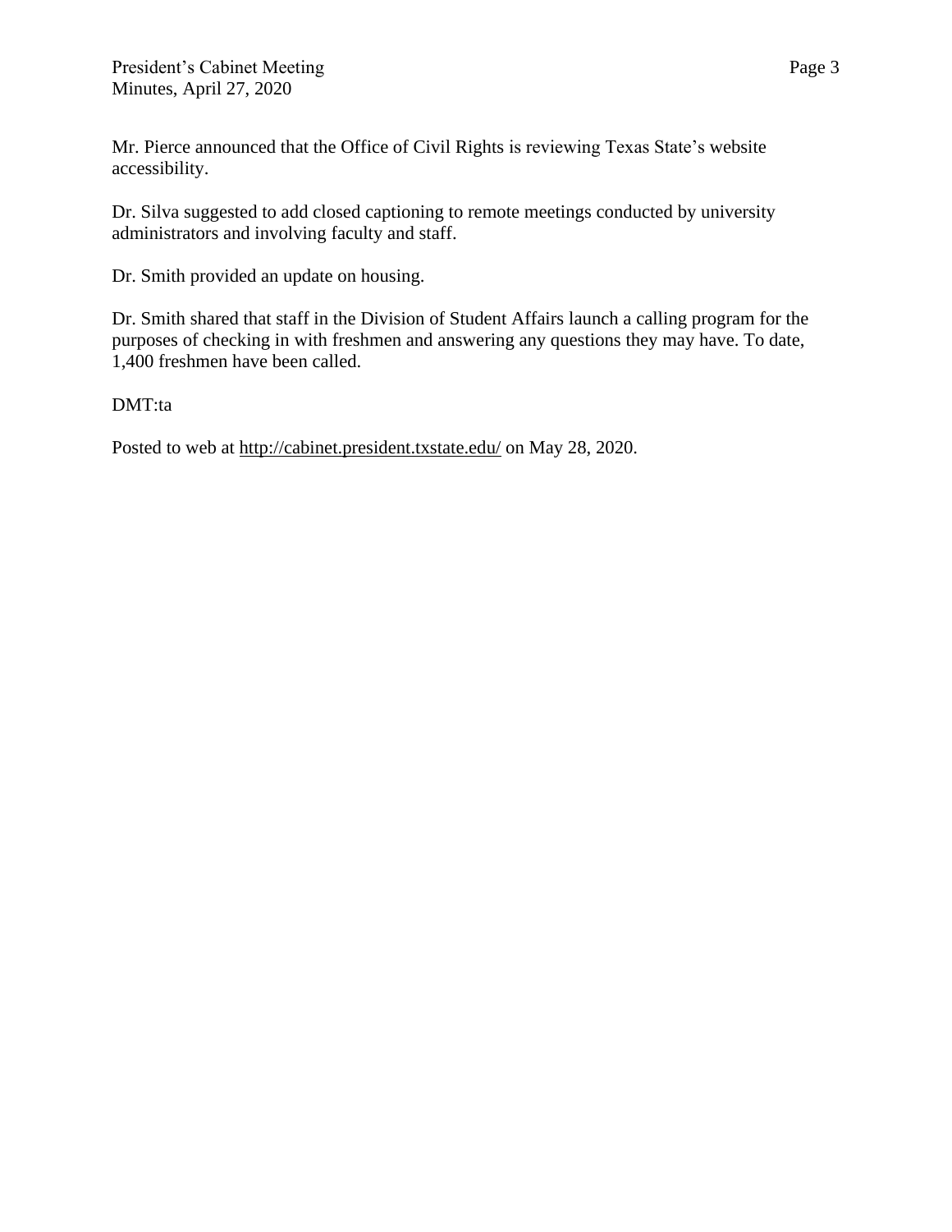Mr. Pierce announced that the Office of Civil Rights is reviewing Texas State's website accessibility.

Dr. Silva suggested to add closed captioning to remote meetings conducted by university administrators and involving faculty and staff.

Dr. Smith provided an update on housing.

Dr. Smith shared that staff in the Division of Student Affairs launch a calling program for the purposes of checking in with freshmen and answering any questions they may have. To date, 1,400 freshmen have been called.

DMT:ta

Posted to web at http://cabinet.president.txstate.edu/ on May 28, 2020.